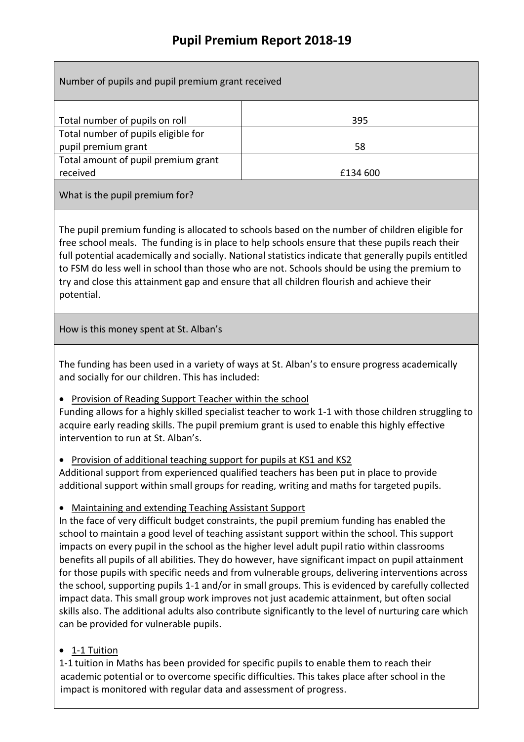# Pupil Premium Report 2018-19

## Number of pupils and pupil premium grant received

| | |
|---|---|
| Total number of pupils on roll | 395 |
| Total number of pupils eligible for pupil premium grant | 58 |
| Total amount of pupil premium grant received | £134 600 |

## What is the pupil premium for?

The pupil premium funding is allocated to schools based on the number of children eligible for free school meals. The funding is in place to help schools ensure that these pupils reach their full potential academically and socially. National statistics indicate that generally pupils entitled to FSM do less well in school than those who are not. Schools should be using the premium to try and close this attainment gap and ensure that all children flourish and achieve their potential.

## How is this money spent at St. Alban's

The funding has been used in a variety of ways at St. Alban's to ensure progress academically and socially for our children. This has included:

- Provision of Reading Support Teacher within the school

Funding allows for a highly skilled specialist teacher to work 1-1 with those children struggling to acquire early reading skills. The pupil premium grant is used to enable this highly effective intervention to run at St. Alban's.

- Provision of additional teaching support for pupils at KS1 and KS2

Additional support from experienced qualified teachers has been put in place to provide additional support within small groups for reading, writing and maths for targeted pupils.

- Maintaining and extending Teaching Assistant Support

In the face of very difficult budget constraints, the pupil premium funding has enabled the school to maintain a good level of teaching assistant support within the school. This support impacts on every pupil in the school as the higher level adult pupil ratio within classrooms benefits all pupils of all abilities. They do however, have significant impact on pupil attainment for those pupils with specific needs and from vulnerable groups, delivering interventions across the school, supporting pupils 1-1 and/or in small groups. This is evidenced by carefully collected impact data. This small group work improves not just academic attainment, but often social skills also. The additional adults also contribute significantly to the level of nurturing care which can be provided for vulnerable pupils.

- 1-1 Tuition

1-1 tuition in Maths has been provided for specific pupils to enable them to reach their academic potential or to overcome specific difficulties. This takes place after school in the impact is monitored with regular data and assessment of progress.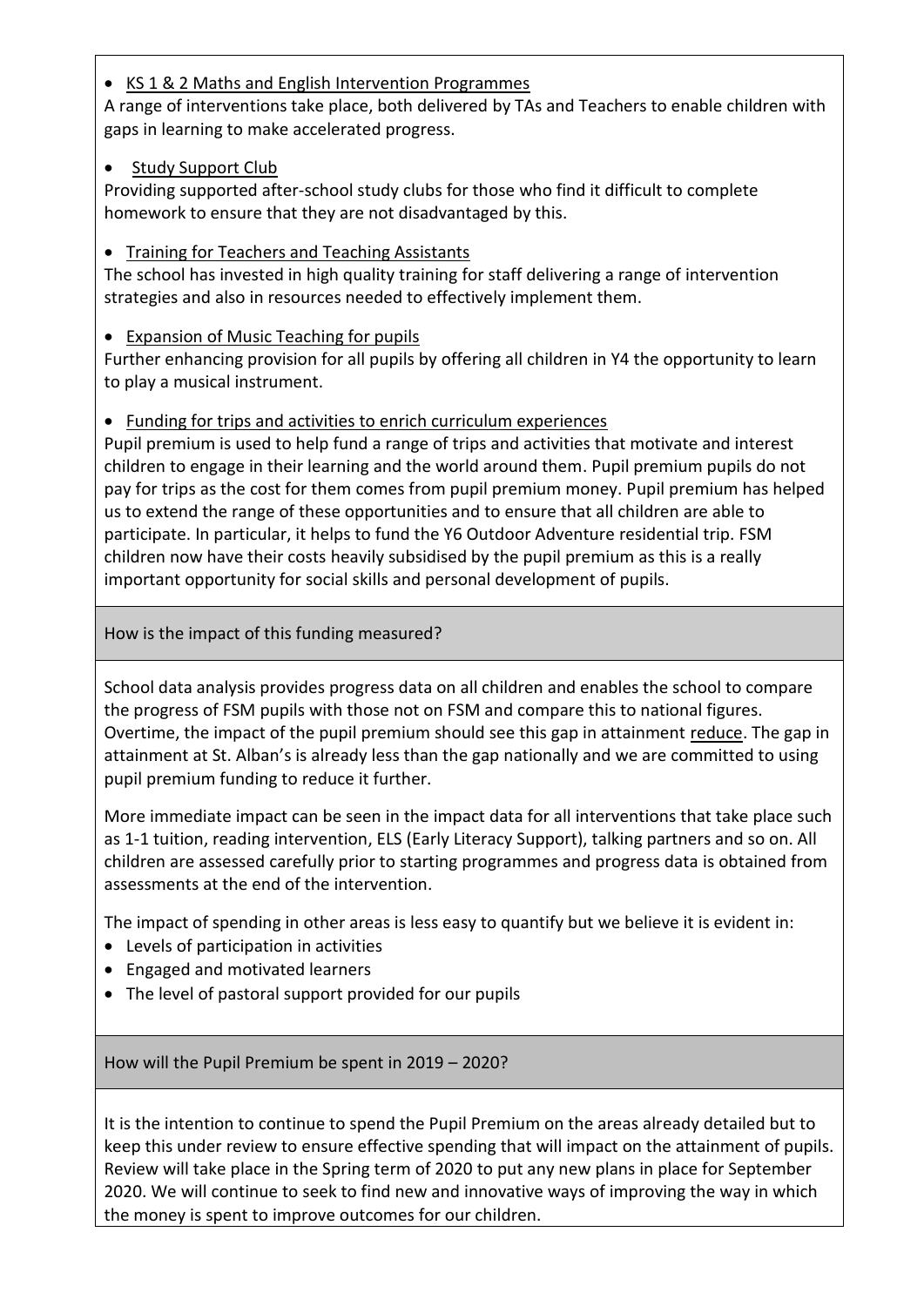- KS 1 & 2 Maths and English Intervention Programmes

A range of interventions take place, both delivered by TAs and Teachers to enable children with gaps in learning to make accelerated progress.

- Study Support Club

Providing supported after-school study clubs for those who find it difficult to complete homework to ensure that they are not disadvantaged by this.

- Training for Teachers and Teaching Assistants

The school has invested in high quality training for staff delivering a range of intervention strategies and also in resources needed to effectively implement them.

- Expansion of Music Teaching for pupils

Further enhancing provision for all pupils by offering all children in Y4 the opportunity to learn to play a musical instrument.

- Funding for trips and activities to enrich curriculum experiences

Pupil premium is used to help fund a range of trips and activities that motivate and interest children to engage in their learning and the world around them. Pupil premium pupils do not pay for trips as the cost for them comes from pupil premium money. Pupil premium has helped us to extend the range of these opportunities and to ensure that all children are able to participate. In particular, it helps to fund the Y6 Outdoor Adventure residential trip. FSM children now have their costs heavily subsidised by the pupil premium as this is a really important opportunity for social skills and personal development of pupils.

## How is the impact of this funding measured?

School data analysis provides progress data on all children and enables the school to compare the progress of FSM pupils with those not on FSM and compare this to national figures. Overtime, the impact of the pupil premium should see this gap in attainment reduce. The gap in attainment at St. Alban's is already less than the gap nationally and we are committed to using pupil premium funding to reduce it further.

More immediate impact can be seen in the impact data for all interventions that take place such as 1-1 tuition, reading intervention, ELS (Early Literacy Support), talking partners and so on. All children are assessed carefully prior to starting programmes and progress data is obtained from assessments at the end of the intervention.

The impact of spending in other areas is less easy to quantify but we believe it is evident in:

- Levels of participation in activities
- Engaged and motivated learners
- The level of pastoral support provided for our pupils

## How will the Pupil Premium be spent in 2019 – 2020?

It is the intention to continue to spend the Pupil Premium on the areas already detailed but to keep this under review to ensure effective spending that will impact on the attainment of pupils. Review will take place in the Spring term of 2020 to put any new plans in place for September 2020. We will continue to seek to find new and innovative ways of improving the way in which the money is spent to improve outcomes for our children.